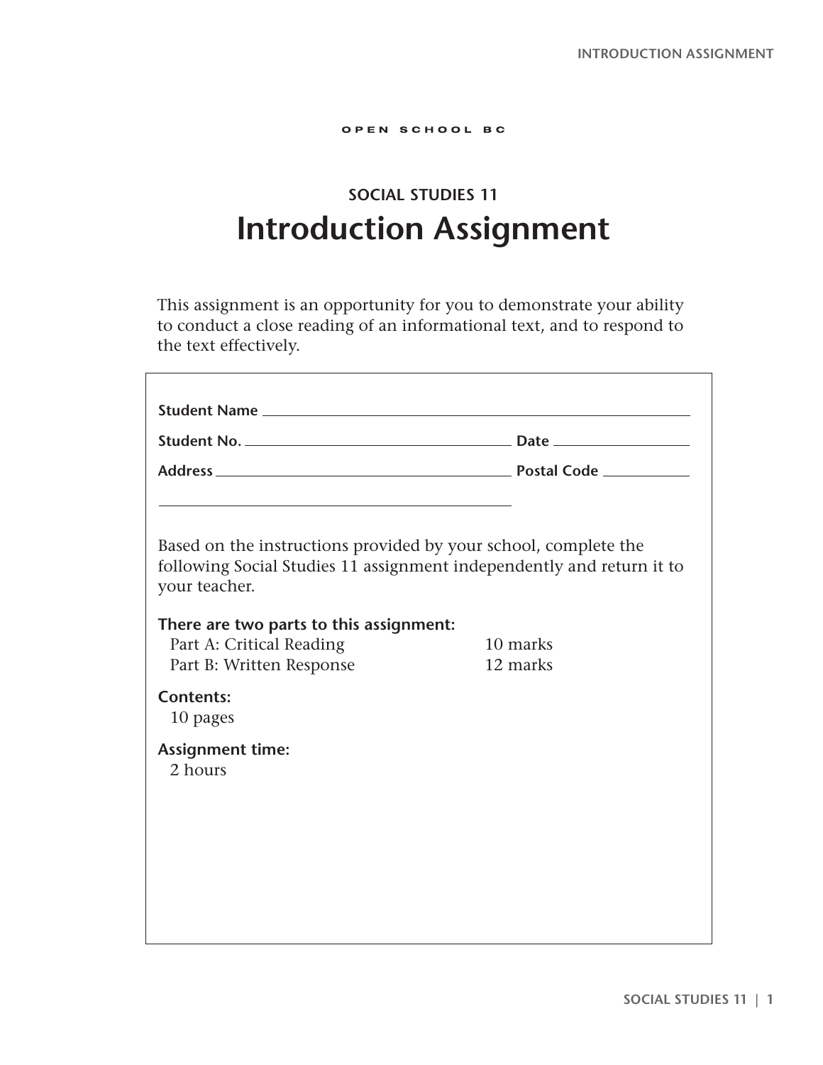OPEN SCHOOL BC

## SOCIAL STUDIES 11

# Introduction Assignment

This assignment is an opportunity for you to demonstrate your ability to conduct a close reading of an informational text, and to respond to the text effectively.

**Student Name** ______________________________________________

**Student No.** ______________________________ **Date** ______________

**Address** ________________________________ **Postal Code** __________

_____________________________________________

Based on the instructions provided by your school, complete the following Social Studies 11 assignment independently and return it to your teacher.

**There are two parts to this assignment:**

| | |
|---|---|
| Part A: Critical Reading | 10 marks |
| Part B: Written Response | 12 marks |

**Contents:**
10 pages

**Assignment time:**
2 hours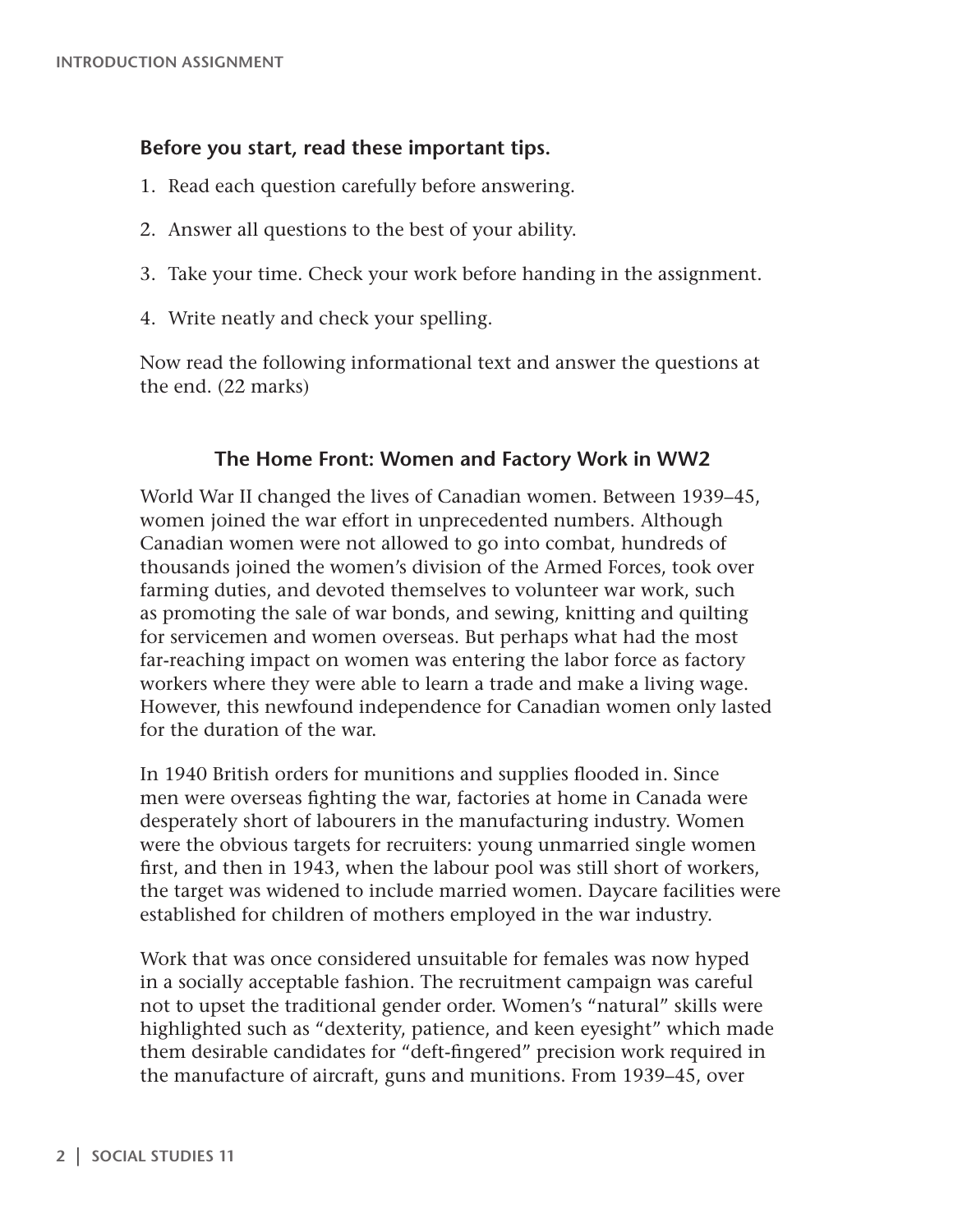**Before you start, read these important tips.**

1. Read each question carefully before answering.
2. Answer all questions to the best of your ability.
3. Take your time. Check your work before handing in the assignment.
4. Write neatly and check your spelling.

Now read the following informational text and answer the questions at the end. (22 marks)

### The Home Front: Women and Factory Work in WW2

World War II changed the lives of Canadian women. Between 1939–45, women joined the war effort in unprecedented numbers. Although Canadian women were not allowed to go into combat, hundreds of thousands joined the women's division of the Armed Forces, took over farming duties, and devoted themselves to volunteer war work, such as promoting the sale of war bonds, and sewing, knitting and quilting for servicemen and women overseas. But perhaps what had the most far-reaching impact on women was entering the labor force as factory workers where they were able to learn a trade and make a living wage. However, this newfound independence for Canadian women only lasted for the duration of the war.

In 1940 British orders for munitions and supplies flooded in. Since men were overseas fighting the war, factories at home in Canada were desperately short of labourers in the manufacturing industry. Women were the obvious targets for recruiters: young unmarried single women first, and then in 1943, when the labour pool was still short of workers, the target was widened to include married women. Daycare facilities were established for children of mothers employed in the war industry.

Work that was once considered unsuitable for females was now hyped in a socially acceptable fashion. The recruitment campaign was careful not to upset the traditional gender order. Women's "natural" skills were highlighted such as "dexterity, patience, and keen eyesight" which made them desirable candidates for "deft-fingered" precision work required in the manufacture of aircraft, guns and munitions. From 1939–45, over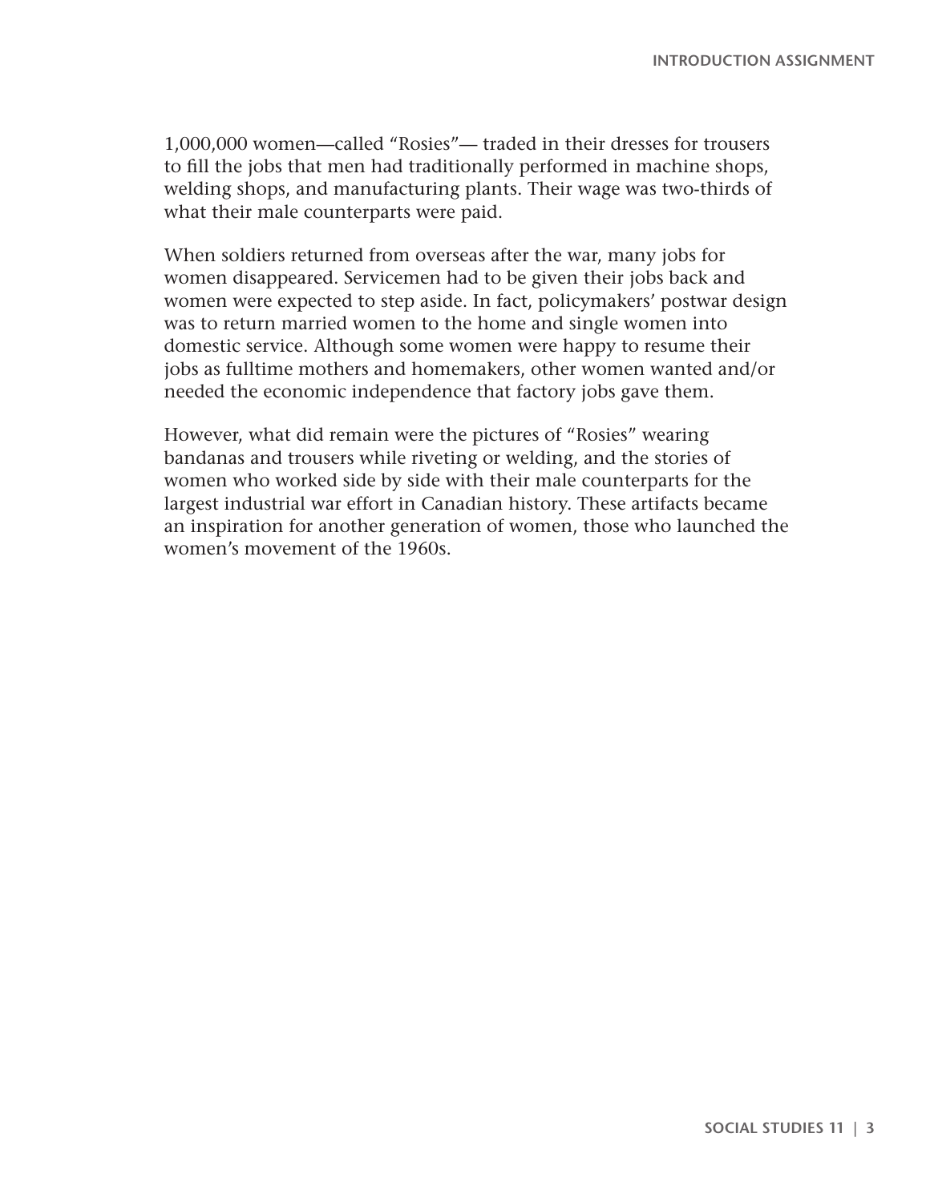1,000,000 women—called "Rosies"— traded in their dresses for trousers to fill the jobs that men had traditionally performed in machine shops, welding shops, and manufacturing plants. Their wage was two-thirds of what their male counterparts were paid.

When soldiers returned from overseas after the war, many jobs for women disappeared. Servicemen had to be given their jobs back and women were expected to step aside. In fact, policymakers' postwar design was to return married women to the home and single women into domestic service. Although some women were happy to resume their jobs as fulltime mothers and homemakers, other women wanted and/or needed the economic independence that factory jobs gave them.

However, what did remain were the pictures of "Rosies" wearing bandanas and trousers while riveting or welding, and the stories of women who worked side by side with their male counterparts for the largest industrial war effort in Canadian history. These artifacts became an inspiration for another generation of women, those who launched the women's movement of the 1960s.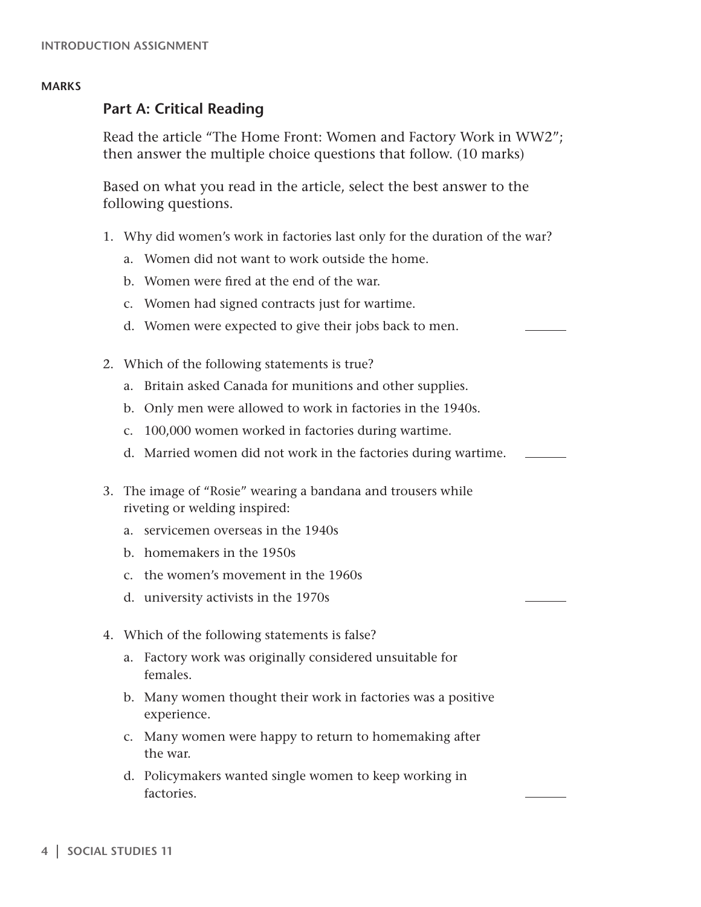MARKS

## Part A: Critical Reading

Read the article "The Home Front: Women and Factory Work in WW2"; then answer the multiple choice questions that follow. (10 marks)

Based on what you read in the article, select the best answer to the following questions.

1. Why did women's work in factories last only for the duration of the war?
   a. Women did not want to work outside the home.
   b. Women were fired at the end of the war.
   c. Women had signed contracts just for wartime.
   d. Women were expected to give their jobs back to men. \_\_\_\_\_\_

2. Which of the following statements is true?
   a. Britain asked Canada for munitions and other supplies.
   b. Only men were allowed to work in factories in the 1940s.
   c. 100,000 women worked in factories during wartime.
   d. Married women did not work in the factories during wartime. \_\_\_\_\_\_

3. The image of "Rosie" wearing a bandana and trousers while riveting or welding inspired:
   a. servicemen overseas in the 1940s
   b. homemakers in the 1950s
   c. the women's movement in the 1960s
   d. university activists in the 1970s \_\_\_\_\_\_

4. Which of the following statements is false?
   a. Factory work was originally considered unsuitable for females.
   b. Many women thought their work in factories was a positive experience.
   c. Many women were happy to return to homemaking after the war.
   d. Policymakers wanted single women to keep working in factories. \_\_\_\_\_\_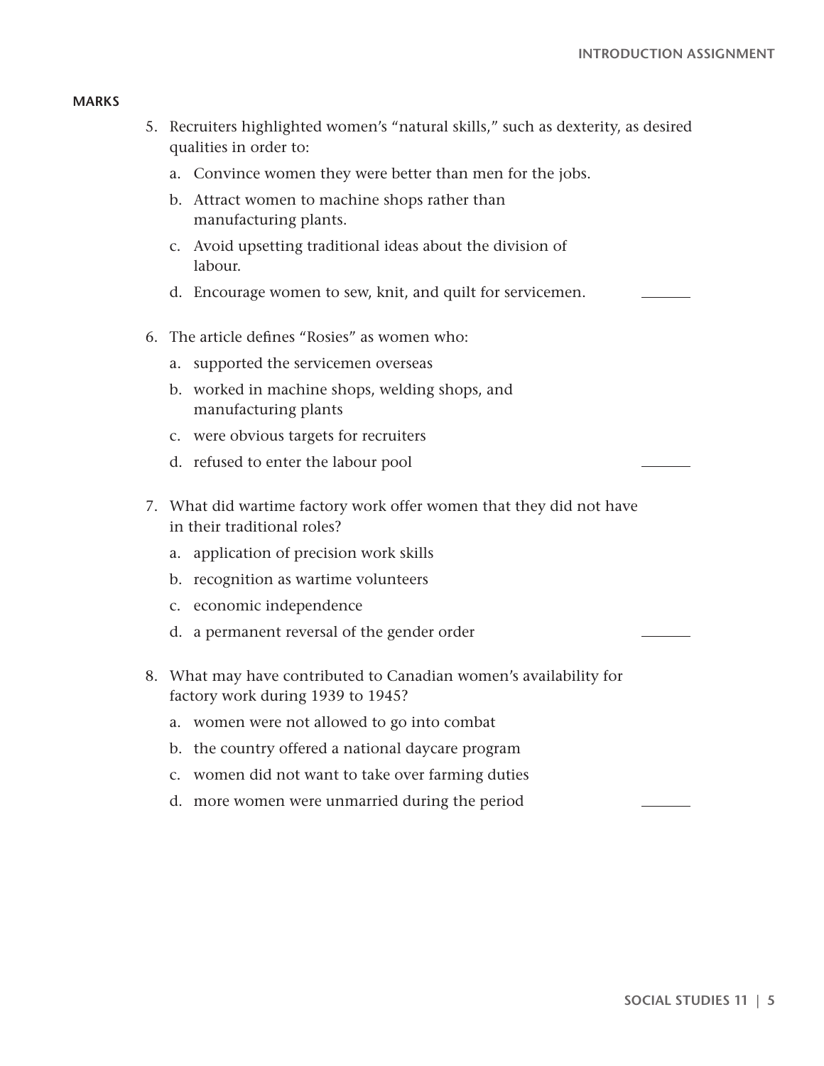**MARKS**

5. Recruiters highlighted women's "natural skills," such as dexterity, as desired qualities in order to:
   a. Convince women they were better than men for the jobs.
   b. Attract women to machine shops rather than manufacturing plants.
   c. Avoid upsetting traditional ideas about the division of labour.
   d. Encourage women to sew, knit, and quilt for servicemen. _______

6. The article defines "Rosies" as women who:
   a. supported the servicemen overseas
   b. worked in machine shops, welding shops, and manufacturing plants
   c. were obvious targets for recruiters
   d. refused to enter the labour pool _______

7. What did wartime factory work offer women that they did not have in their traditional roles?
   a. application of precision work skills
   b. recognition as wartime volunteers
   c. economic independence
   d. a permanent reversal of the gender order _______

8. What may have contributed to Canadian women's availability for factory work during 1939 to 1945?
   a. women were not allowed to go into combat
   b. the country offered a national daycare program
   c. women did not want to take over farming duties
   d. more women were unmarried during the period _______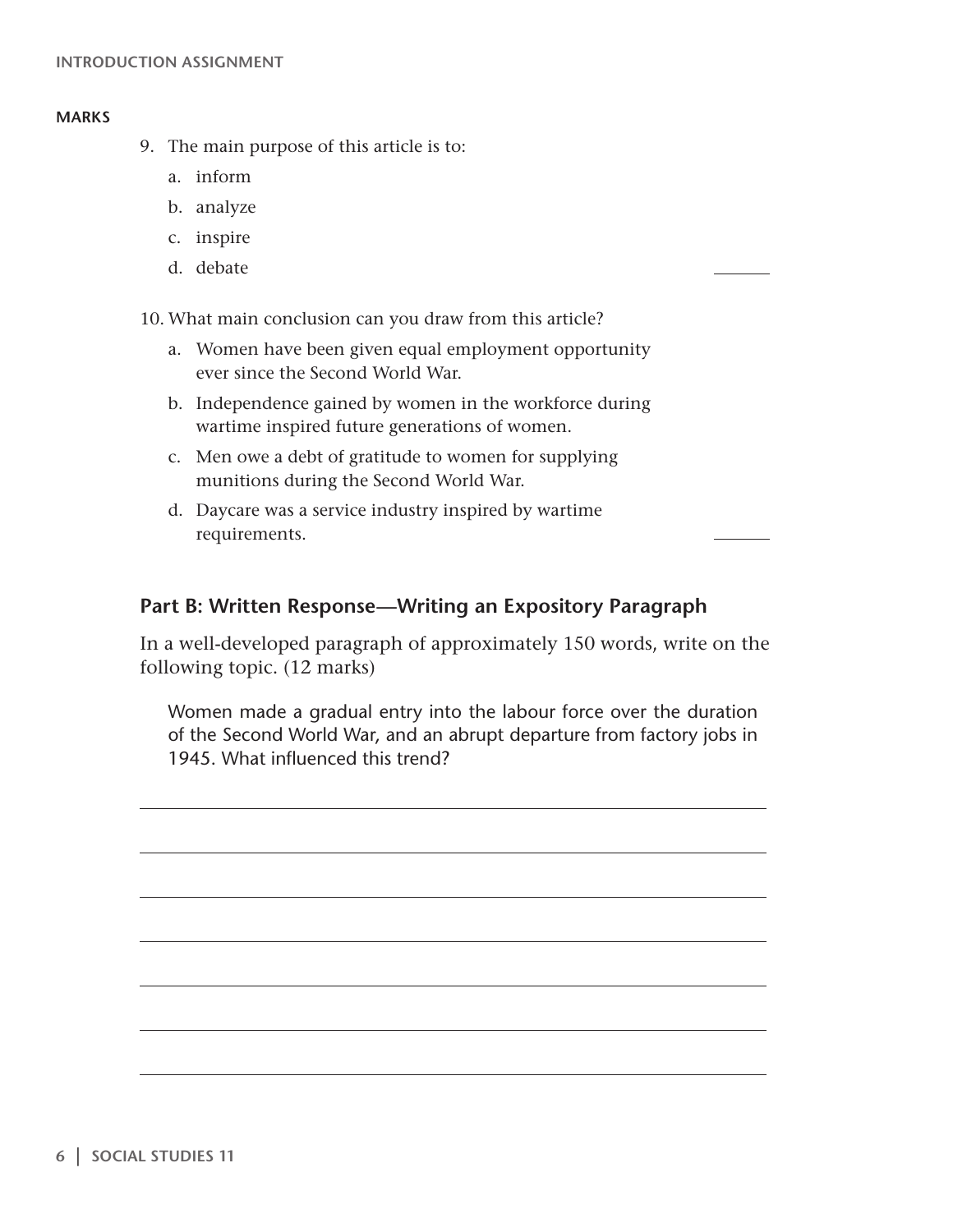**MARKS**

9. The main purpose of this article is to:
   a. inform
   b. analyze
   c. inspire
   d. debate \_\_\_\_\_\_

10. What main conclusion can you draw from this article?
    a. Women have been given equal employment opportunity ever since the Second World War.
    b. Independence gained by women in the workforce during wartime inspired future generations of women.
    c. Men owe a debt of gratitude to women for supplying munitions during the Second World War.
    d. Daycare was a service industry inspired by wartime requirements. \_\_\_\_\_\_

## Part B: Written Response—Writing an Expository Paragraph

In a well-developed paragraph of approximately 150 words, write on the following topic. (12 marks)

> Women made a gradual entry into the labour force over the duration of the Second World War, and an abrupt departure from factory jobs in 1945. What influenced this trend?

\_\_\_\_\_\_\_\_\_\_\_\_\_\_\_\_\_\_\_\_\_\_\_\_\_\_\_\_\_\_\_\_\_\_\_\_\_\_\_\_\_\_\_\_\_\_\_\_\_\_\_\_\_\_\_\_\_\_\_\_

\_\_\_\_\_\_\_\_\_\_\_\_\_\_\_\_\_\_\_\_\_\_\_\_\_\_\_\_\_\_\_\_\_\_\_\_\_\_\_\_\_\_\_\_\_\_\_\_\_\_\_\_\_\_\_\_\_\_\_\_

\_\_\_\_\_\_\_\_\_\_\_\_\_\_\_\_\_\_\_\_\_\_\_\_\_\_\_\_\_\_\_\_\_\_\_\_\_\_\_\_\_\_\_\_\_\_\_\_\_\_\_\_\_\_\_\_\_\_\_\_

\_\_\_\_\_\_\_\_\_\_\_\_\_\_\_\_\_\_\_\_\_\_\_\_\_\_\_\_\_\_\_\_\_\_\_\_\_\_\_\_\_\_\_\_\_\_\_\_\_\_\_\_\_\_\_\_\_\_\_\_

\_\_\_\_\_\_\_\_\_\_\_\_\_\_\_\_\_\_\_\_\_\_\_\_\_\_\_\_\_\_\_\_\_\_\_\_\_\_\_\_\_\_\_\_\_\_\_\_\_\_\_\_\_\_\_\_\_\_\_\_

\_\_\_\_\_\_\_\_\_\_\_\_\_\_\_\_\_\_\_\_\_\_\_\_\_\_\_\_\_\_\_\_\_\_\_\_\_\_\_\_\_\_\_\_\_\_\_\_\_\_\_\_\_\_\_\_\_\_\_\_

\_\_\_\_\_\_\_\_\_\_\_\_\_\_\_\_\_\_\_\_\_\_\_\_\_\_\_\_\_\_\_\_\_\_\_\_\_\_\_\_\_\_\_\_\_\_\_\_\_\_\_\_\_\_\_\_\_\_\_\_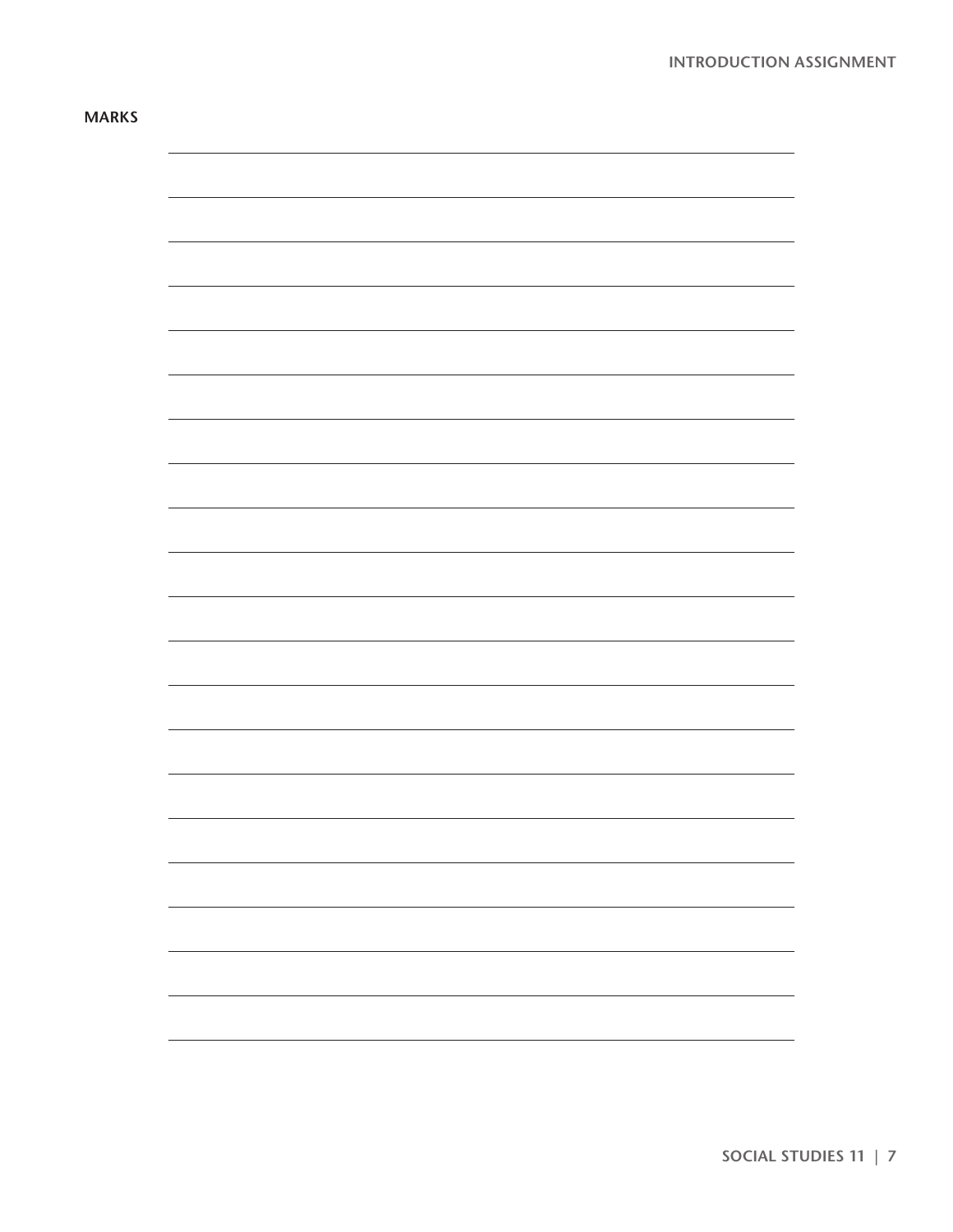MARKS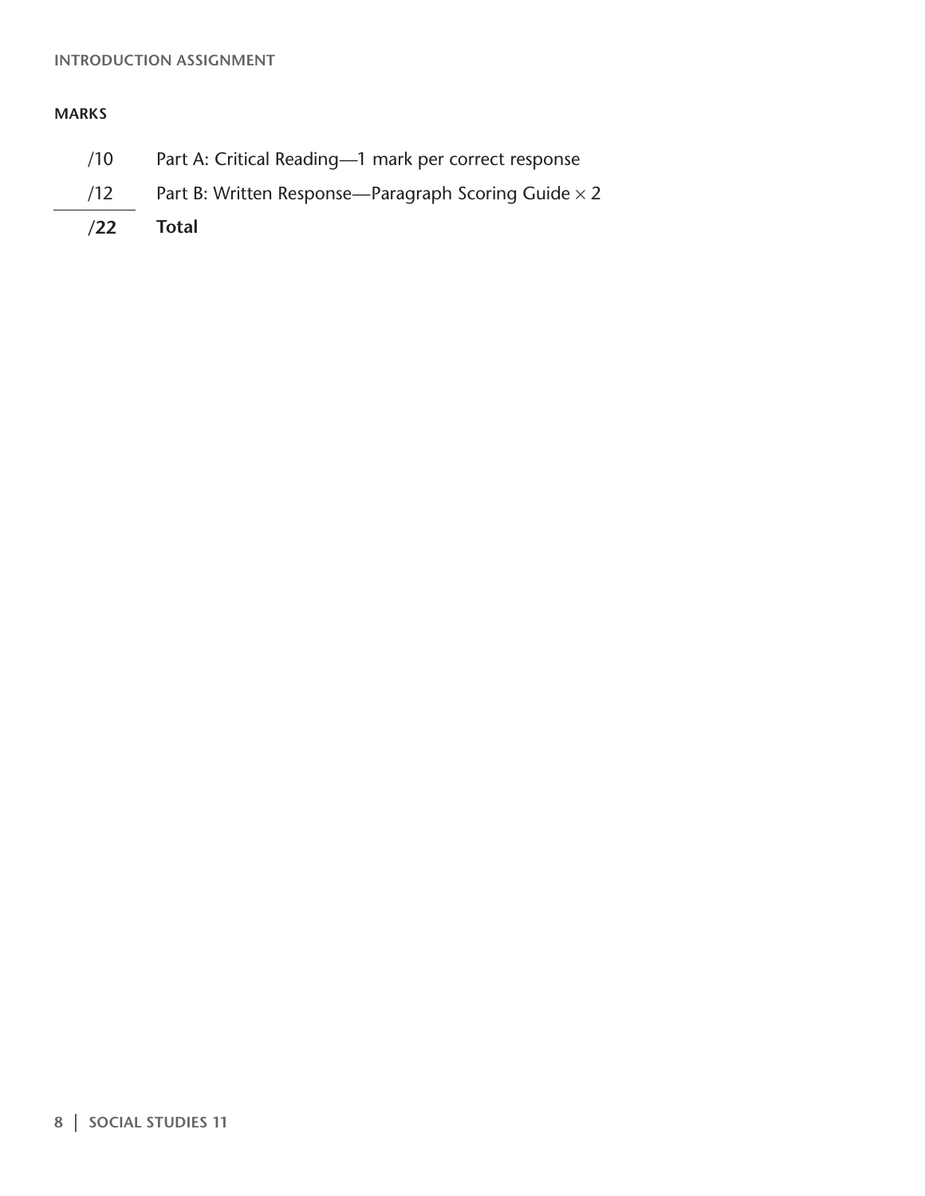**MARKS**

| | |
|---|---|
| /10 | Part A: Critical Reading—1 mark per correct response |
| /12 | Part B: Written Response—Paragraph Scoring Guide $\times$ 2 |
| **/22** | **Total** |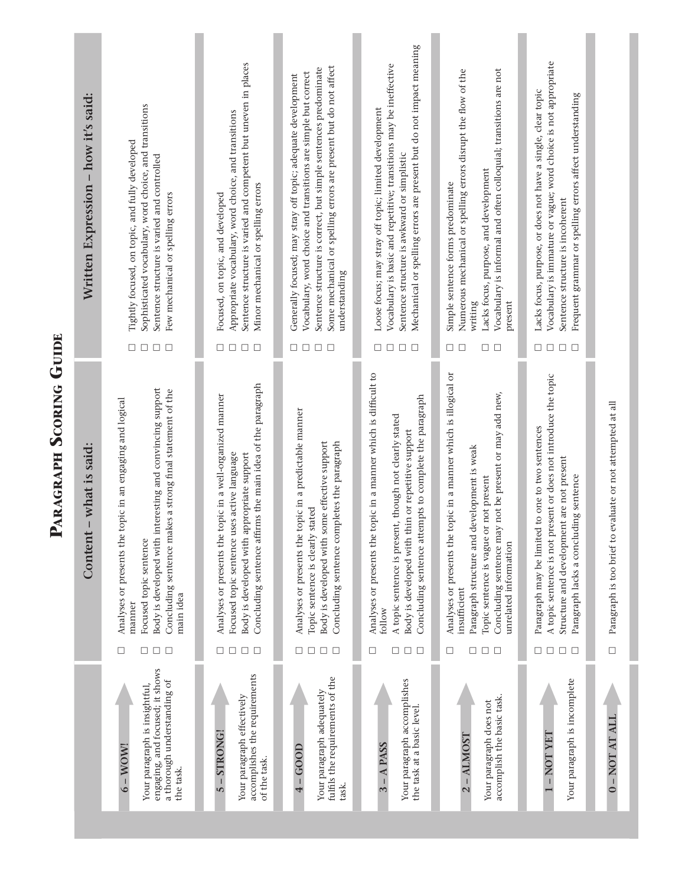# Paragraph Scoring Guide

| | Content – what is said: | Written Expression – how it's said: |
|---|---|---|
| **6 – WOW!** Your paragraph is insightful, engaging, and focused; it shows a thorough understanding of the task. | ☐ Analyses or presents the topic in an engaging and logical manner<br>☐ Focused topic sentence<br>☐ Body is developed with interesting and convincing support<br>☐ Concluding sentence makes a strong final statement of the main idea | ☐ Tightly focused, on topic, and fully developed<br>☐ Sophisticated vocabulary, word choice, and transitions<br>☐ Sentence structure is varied and controlled<br>☐ Few mechanical or spelling errors |
| **5 – STRONG!** Your paragraph effectively accomplishes the requirements of the task. | ☐ Analyses or presents the topic in a well-organized manner<br>☐ Focused topic sentence uses active language<br>☐ Body is developed with appropriate support<br>☐ Concluding sentence affirms the main idea of the paragraph | ☐ Focused, on topic, and developed<br>☐ Appropriate vocabulary, word choice, and transitions<br>☐ Sentence structure is varied and competent but uneven in places<br>☐ Minor mechanical or spelling errors |
| **4 – GOOD** Your paragraph adequately fulfils the requirements of the task. | ☐ Analyses or presents the topic in a predictable manner<br>☐ Topic sentence is clearly stated<br>☐ Body is developed with some effective support<br>☐ Concluding sentence completes the paragraph | ☐ Generally focused; may stray off topic; adequate development<br>☐ Vocabulary, word choice and transitions are simple but correct<br>☐ Sentence structure is correct, but simple sentences predominate<br>☐ Some mechanical or spelling errors are present but do not affect understanding |
| **3 – A PASS** Your paragraph accomplishes the task at a basic level. | ☐ Analyses or presents the topic in a manner which is difficult to follow<br>☐ A topic sentence is present, though not clearly stated<br>☐ Body is developed with thin or repetitive support<br>☐ Concluding sentence attempts to complete the paragraph | ☐ Loose focus; may stray off topic; limited development<br>☐ Vocabulary is basic and repetitive; transitions may be ineffective<br>☐ Sentence structure is awkward or simplistic<br>☐ Mechanical or spelling errors are present but do not impact meaning |
| **2 – ALMOST** Your paragraph does not accomplish the basic task. | ☐ Analyses or presents the topic in a manner which is illogical or insufficient<br>☐ Paragraph structure and development is weak<br>☐ Topic sentence is vague or not present<br>☐ Concluding sentence may not be present or may add new, unrelated information | ☐ Simple sentence forms predominate<br>☐ Numerous mechanical or spelling errors disrupt the flow of the writing<br>☐ Lacks focus, purpose, and development<br>☐ Vocabulary is informal and often colloquial; transitions are not present |
| **1 – NOT YET** Your paragraph is incomplete | ☐ Paragraph may be limited to one to two sentences<br>☐ A topic sentence is not present or does not introduce the topic<br>☐ Structure and development are not present<br>☐ Paragraph lacks a concluding sentence | ☐ Lacks focus, purpose, or does not have a single, clear topic<br>☐ Vocabulary is immature or vague; word choice is not appropriate<br>☐ Sentence structure is incoherent<br>☐ Frequent grammar or spelling errors affect understanding |
| **0 – NOT AT ALL** | ☐ Paragraph is too brief to evaluate or not attempted at all | |